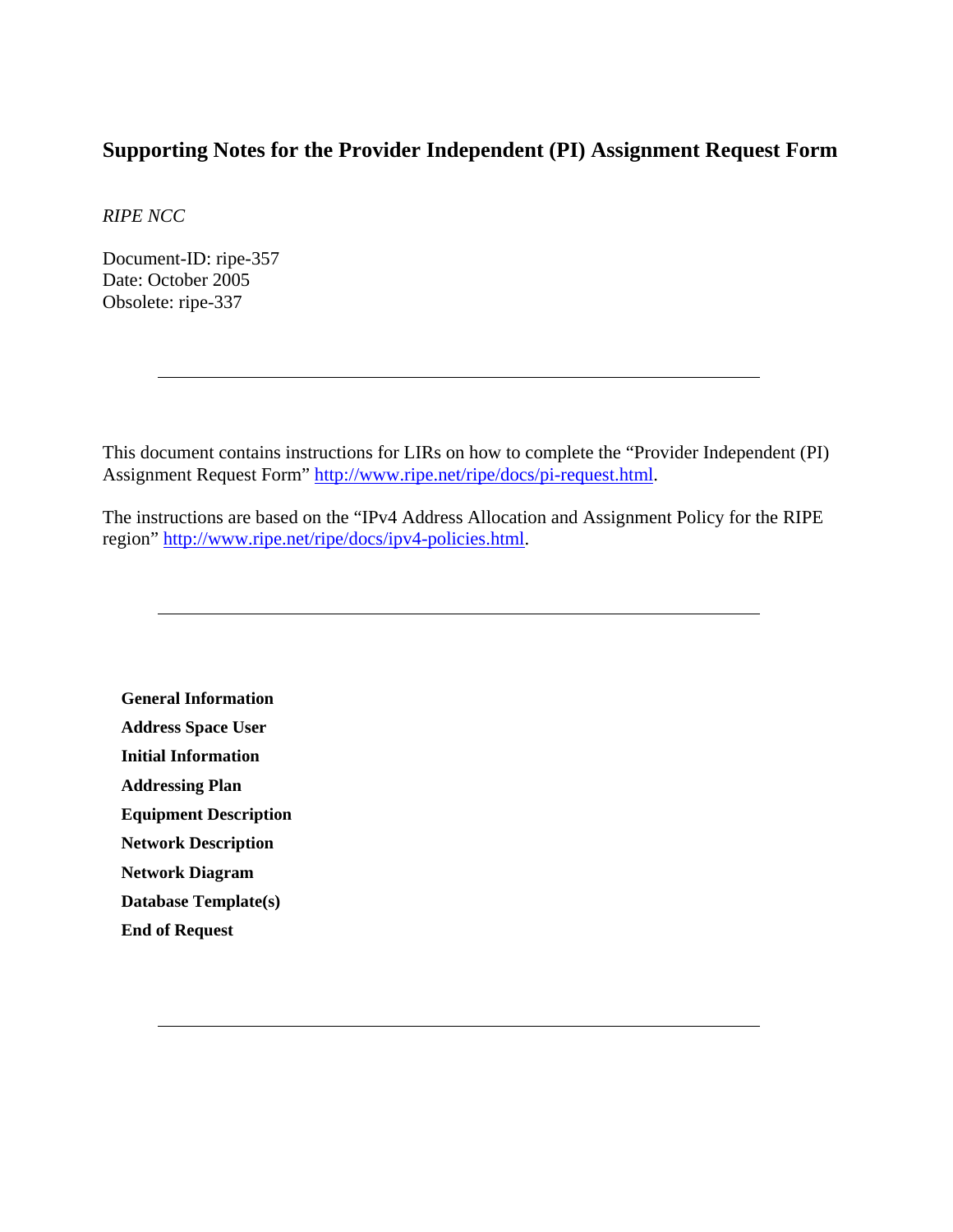# Supporting Notes for the Provider Independent (PI) Assignment Request Form

*RIPE NCC*

Document-ID: ripe-357
Date: October 2005
Obsolete: ripe-337

---

This document contains instructions for LIRs on how to complete the "Provider Independent (PI) Assignment Request Form" [http://www.ripe.net/ripe/docs/pi-request.html](http://www.ripe.net/ripe/docs/pi-request.html).

The instructions are based on the "IPv4 Address Allocation and Assignment Policy for the RIPE region" [http://www.ripe.net/ripe/docs/ipv4-policies.html](http://www.ripe.net/ripe/docs/ipv4-policies.html).

---

- **General Information**
- **Address Space User**
- **Initial Information**
- **Addressing Plan**
- **Equipment Description**
- **Network Description**
- **Network Diagram**
- **Database Template(s)**
- **End of Request**

---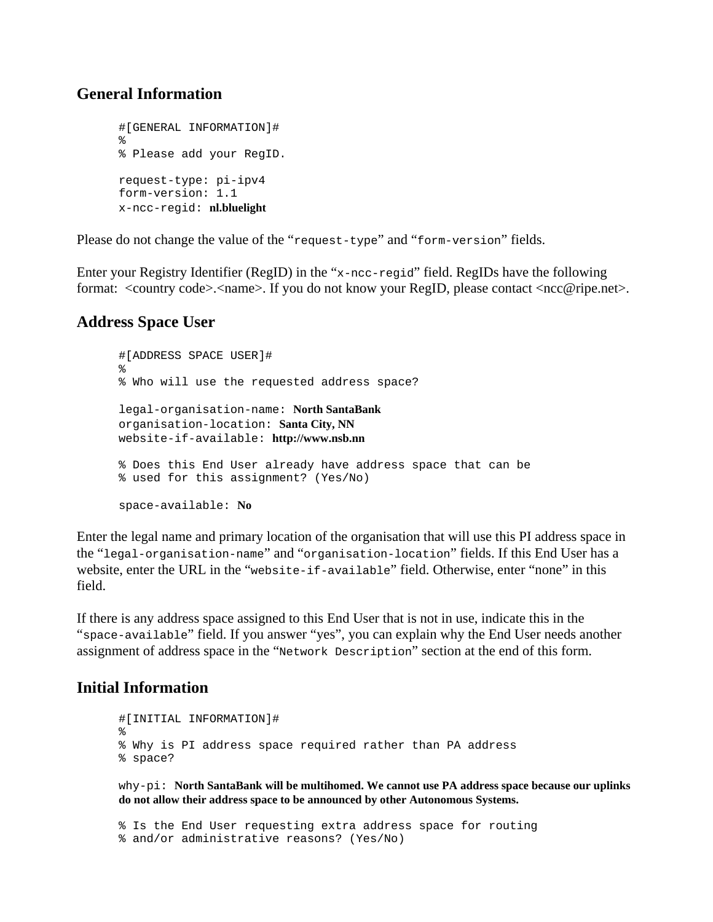## General Information

```
#[GENERAL INFORMATION]#
%
% Please add your RegID.

request-type: pi-ipv4
form-version: 1.1
x-ncc-regid: nl.bluelight
```

Please do not change the value of the "`request-type`" and "`form-version`" fields.

Enter your Registry Identifier (RegID) in the "`x-ncc-regid`" field. RegIDs have the following format: <country code>.<name>. If you do not know your RegID, please contact <ncc@ripe.net>.

## Address Space User

```
#[ADDRESS SPACE USER]#
%
% Who will use the requested address space?

legal-organisation-name: North SantaBank
organisation-location: Santa City, NN
website-if-available: http://www.nsb.nn

% Does this End User already have address space that can be
% used for this assignment? (Yes/No)

space-available: No
```

Enter the legal name and primary location of the organisation that will use this PI address space in the "`legal-organisation-name`" and "`organisation-location`" fields. If this End User has a website, enter the URL in the "`website-if-available`" field. Otherwise, enter "none" in this field.

If there is any address space assigned to this End User that is not in use, indicate this in the "`space-available`" field. If you answer "yes", you can explain why the End User needs another assignment of address space in the "`Network Description`" section at the end of this form.

## Initial Information

```
#[INITIAL INFORMATION]#
%
% Why is PI address space required rather than PA address
% space?

why-pi: North SantaBank will be multihomed. We cannot use PA address space because our uplinks do not allow their address space to be announced by other Autonomous Systems.

% Is the End User requesting extra address space for routing
% and/or administrative reasons? (Yes/No)
```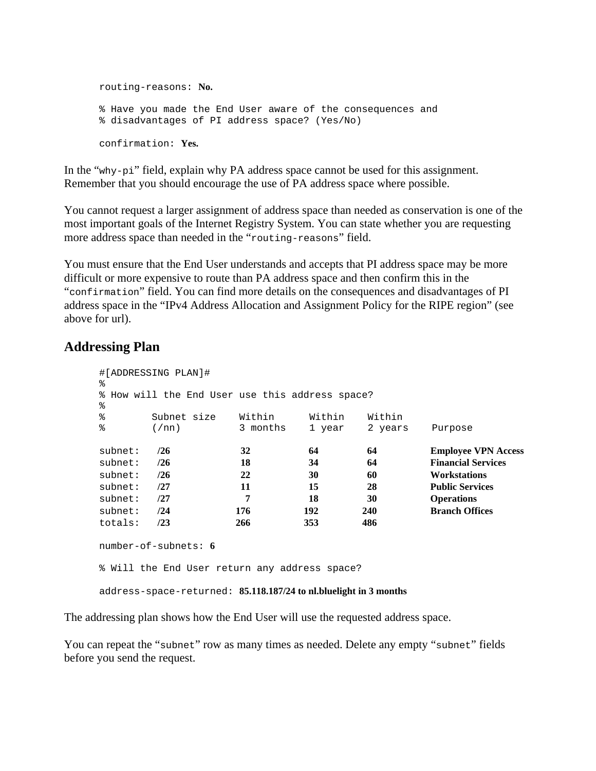```
routing-reasons: No.

% Have you made the End User aware of the consequences and
% disadvantages of PI address space? (Yes/No)

confirmation: Yes.
```

In the "why-pi" field, explain why PA address space cannot be used for this assignment. Remember that you should encourage the use of PA address space where possible.

You cannot request a larger assignment of address space than needed as conservation is one of the most important goals of the Internet Registry System. You can state whether you are requesting more address space than needed in the "routing-reasons" field.

You must ensure that the End User understands and accepts that PI address space may be more difficult or more expensive to route than PA address space and then confirm this in the "confirmation" field. You can find more details on the consequences and disadvantages of PI address space in the "IPv4 Address Allocation and Assignment Policy for the RIPE region" (see above for url).

## Addressing Plan

```
#[ADDRESSING PLAN]#
%
% How will the End User use this address space?
%
%        Subnet size    Within      Within    Within
%        (/nn)          3 months    1 year    2 years    Purpose

subnet:   /26            32          64        64        Employee VPN Access
subnet:   /26            18          34        64        Financial Services
subnet:   /26            22          30        60        Workstations
subnet:   /27            11          15        28        Public Services
subnet:   /27             7          18        30        Operations
subnet:   /24           176         192       240        Branch Offices
totals:   /23           266         353       486

number-of-subnets: 6

% Will the End User return any address space?

address-space-returned: 85.118.187/24 to nl.bluelight in 3 months
```

The addressing plan shows how the End User will use the requested address space.

You can repeat the "subnet" row as many times as needed. Delete any empty "subnet" fields before you send the request.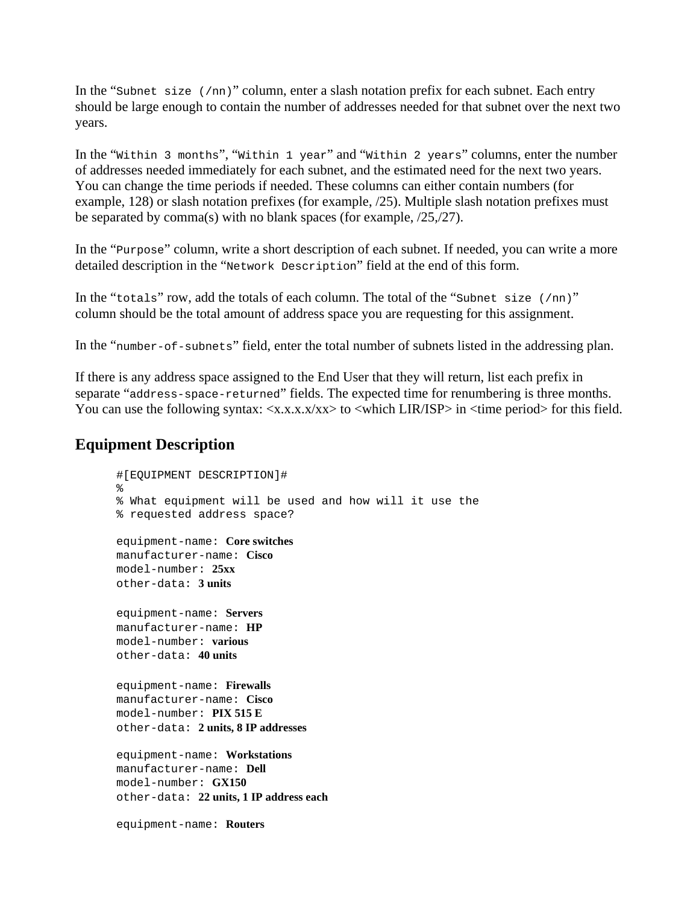In the "`Subnet size (/nn)`" column, enter a slash notation prefix for each subnet. Each entry should be large enough to contain the number of addresses needed for that subnet over the next two years.

In the "`Within 3 months`", "`Within 1 year`" and "`Within 2 years`" columns, enter the number of addresses needed immediately for each subnet, and the estimated need for the next two years. You can change the time periods if needed. These columns can either contain numbers (for example, 128) or slash notation prefixes (for example, /25). Multiple slash notation prefixes must be separated by comma(s) with no blank spaces (for example, /25,/27).

In the "`Purpose`" column, write a short description of each subnet. If needed, you can write a more detailed description in the "`Network Description`" field at the end of this form.

In the "`totals`" row, add the totals of each column. The total of the "`Subnet size (/nn)`" column should be the total amount of address space you are requesting for this assignment.

In the "`number-of-subnets`" field, enter the total number of subnets listed in the addressing plan.

If there is any address space assigned to the End User that they will return, list each prefix in separate "`address-space-returned`" fields. The expected time for renumbering is three months. You can use the following syntax: <x.x.x.x/xx> to <which LIR/ISP> in <time period> for this field.

## Equipment Description

```
#[EQUIPMENT DESCRIPTION]#
%
% What equipment will be used and how will it use the
% requested address space?

equipment-name: Core switches
manufacturer-name: Cisco
model-number: 25xx
other-data: 3 units

equipment-name: Servers
manufacturer-name: HP
model-number: various
other-data: 40 units

equipment-name: Firewalls
manufacturer-name: Cisco
model-number: PIX 515 E
other-data: 2 units, 8 IP addresses

equipment-name: Workstations
manufacturer-name: Dell
model-number: GX150
other-data: 22 units, 1 IP address each

equipment-name: Routers
```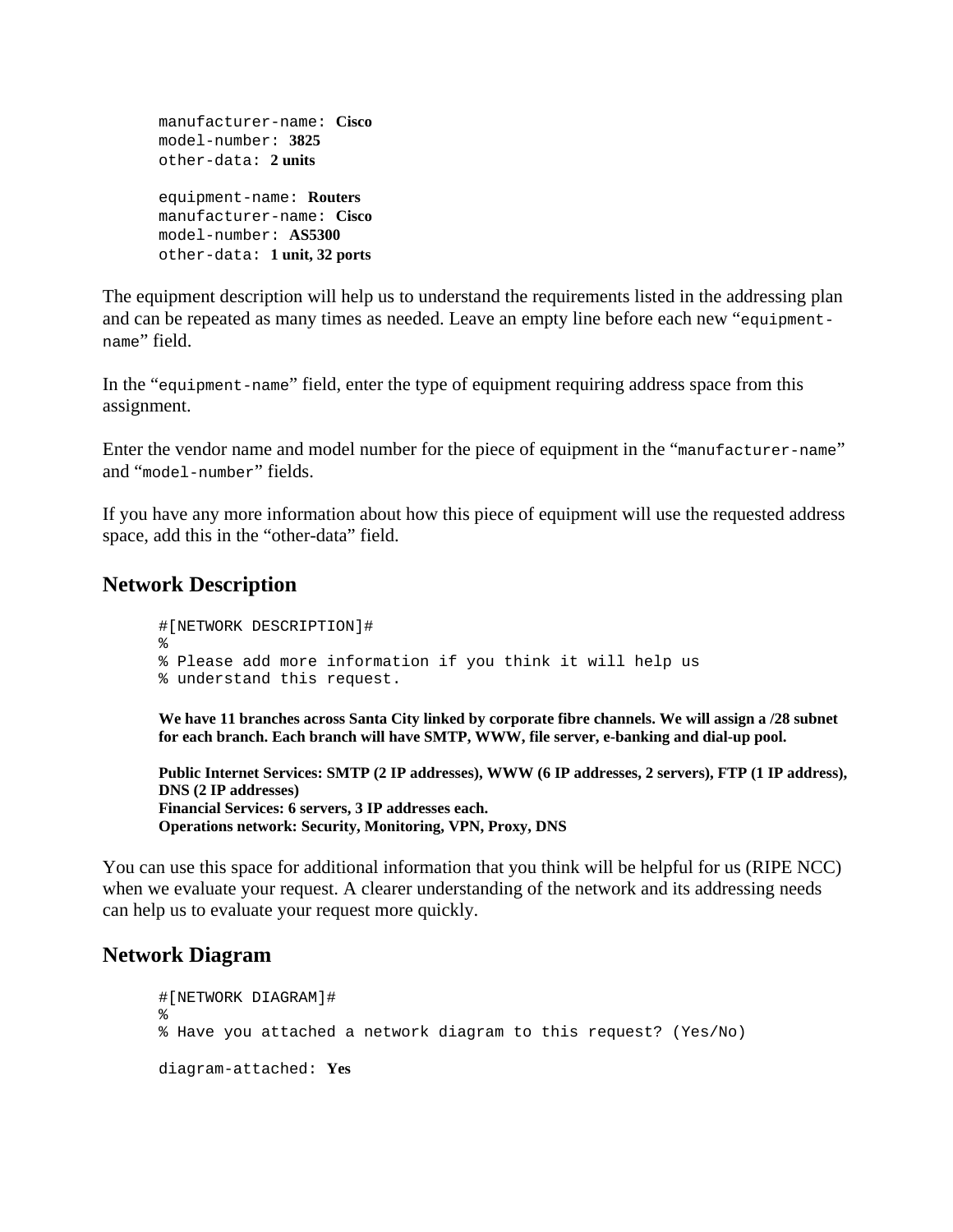```
manufacturer-name: Cisco
model-number: 3825
other-data: 2 units

equipment-name: Routers
manufacturer-name: Cisco
model-number: AS5300
other-data: 1 unit, 32 ports
```

The equipment description will help us to understand the requirements listed in the addressing plan and can be repeated as many times as needed. Leave an empty line before each new "`equipment-name`" field.

In the "`equipment-name`" field, enter the type of equipment requiring address space from this assignment.

Enter the vendor name and model number for the piece of equipment in the "`manufacturer-name`" and "`model-number`" fields.

If you have any more information about how this piece of equipment will use the requested address space, add this in the "other-data" field.

## Network Description

```
#[NETWORK DESCRIPTION]#
%
% Please add more information if you think it will help us
% understand this request.
```

**We have 11 branches across Santa City linked by corporate fibre channels. We will assign a /28 subnet for each branch. Each branch will have SMTP, WWW, file server, e-banking and dial-up pool.**

**Public Internet Services: SMTP (2 IP addresses), WWW (6 IP addresses, 2 servers), FTP (1 IP address), DNS (2 IP addresses)**
**Financial Services: 6 servers, 3 IP addresses each.**
**Operations network: Security, Monitoring, VPN, Proxy, DNS**

You can use this space for additional information that you think will be helpful for us (RIPE NCC) when we evaluate your request. A clearer understanding of the network and its addressing needs can help us to evaluate your request more quickly.

## Network Diagram

```
#[NETWORK DIAGRAM]#
%
% Have you attached a network diagram to this request? (Yes/No)

diagram-attached: Yes
```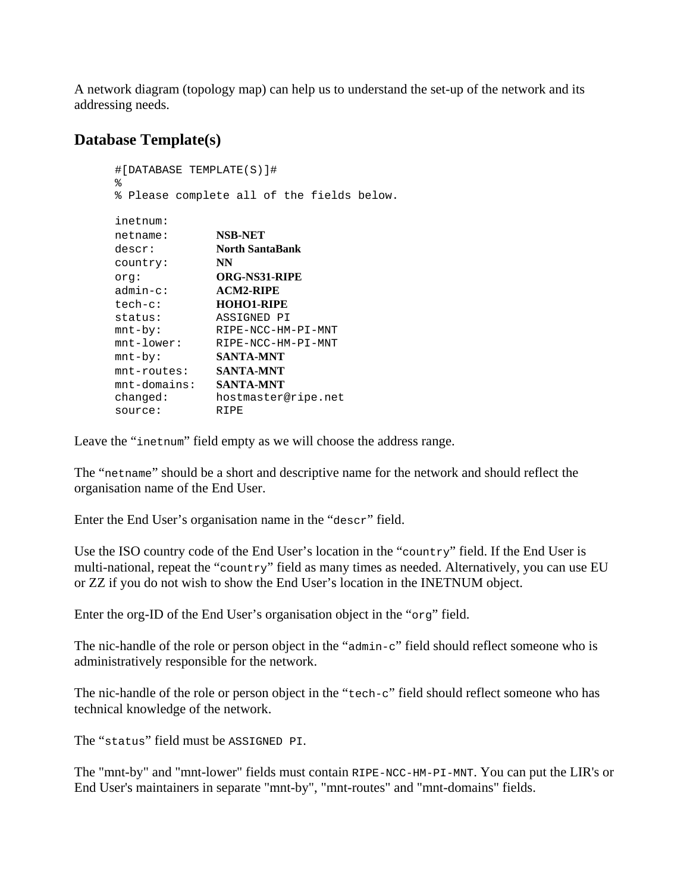A network diagram (topology map) can help us to understand the set-up of the network and its addressing needs.

## Database Template(s)

```
#[DATABASE TEMPLATE(S)]#
%
% Please complete all of the fields below.

inetnum:
netname:       NSB-NET
descr:         North SantaBank
country:       NN
org:           ORG-NS31-RIPE
admin-c:       ACM2-RIPE
tech-c:        HOHO1-RIPE
status:        ASSIGNED PI
mnt-by:        RIPE-NCC-HM-PI-MNT
mnt-lower:     RIPE-NCC-HM-PI-MNT
mnt-by:        SANTA-MNT
mnt-routes:    SANTA-MNT
mnt-domains:   SANTA-MNT
changed:       hostmaster@ripe.net
source:        RIPE
```

Leave the "`inetnum`" field empty as we will choose the address range.

The "`netname`" should be a short and descriptive name for the network and should reflect the organisation name of the End User.

Enter the End User's organisation name in the "`descr`" field.

Use the ISO country code of the End User's location in the "`country`" field. If the End User is multi-national, repeat the "`country`" field as many times as needed. Alternatively, you can use EU or ZZ if you do not wish to show the End User's location in the INETNUM object.

Enter the org-ID of the End User's organisation object in the "`org`" field.

The nic-handle of the role or person object in the "`admin-c`" field should reflect someone who is administratively responsible for the network.

The nic-handle of the role or person object in the "`tech-c`" field should reflect someone who has technical knowledge of the network.

The "`status`" field must be `ASSIGNED PI`.

The "mnt-by" and "mnt-lower" fields must contain `RIPE-NCC-HM-PI-MNT`. You can put the LIR's or End User's maintainers in separate "mnt-by", "mnt-routes" and "mnt-domains" fields.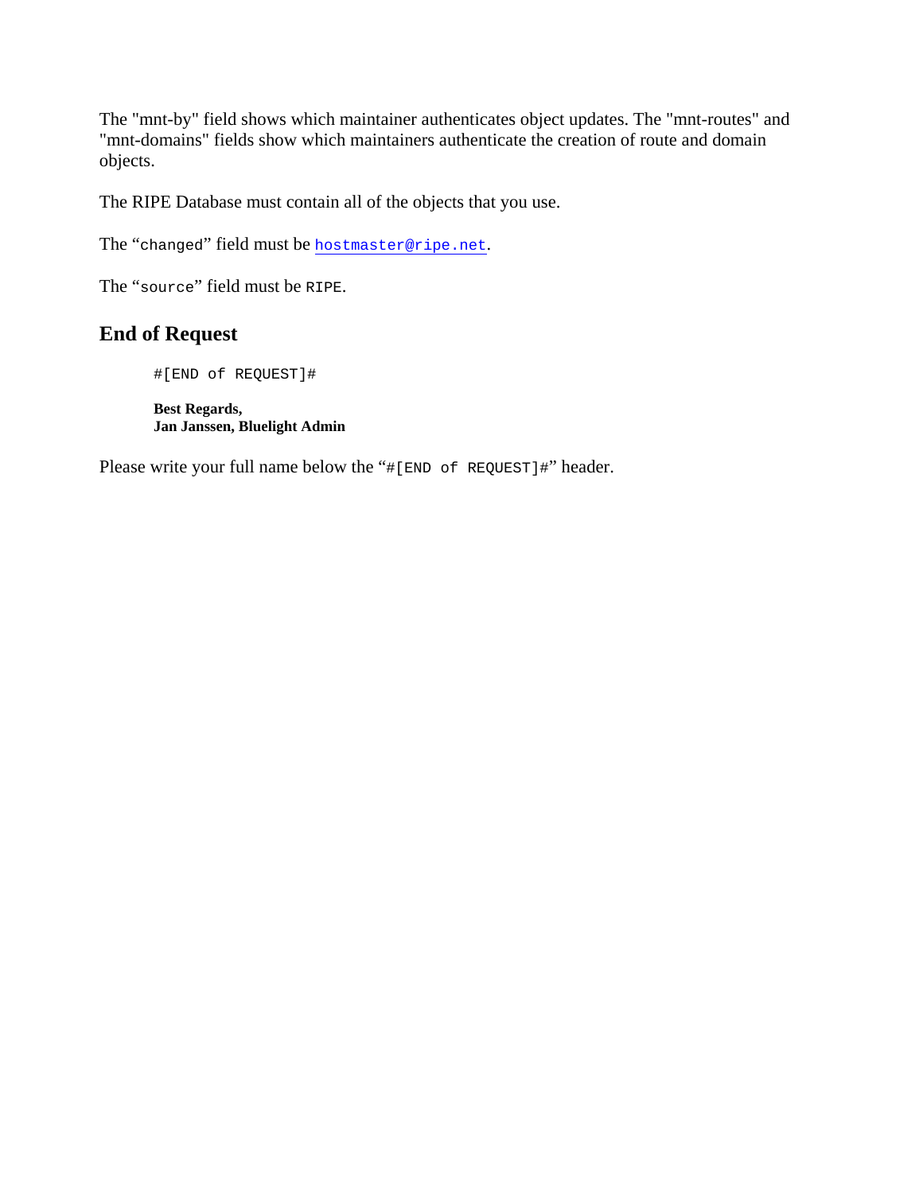The "mnt-by" field shows which maintainer authenticates object updates. The "mnt-routes" and "mnt-domains" fields show which maintainers authenticate the creation of route and domain objects.

The RIPE Database must contain all of the objects that you use.

The “`changed`” field must be `hostmaster@ripe.net`.

The “`source`” field must be `RIPE`.

## End of Request

```
#[END of REQUEST]#
```

**Best Regards,**
**Jan Janssen, Bluelight Admin**

Please write your full name below the “`#[END of REQUEST]#`” header.